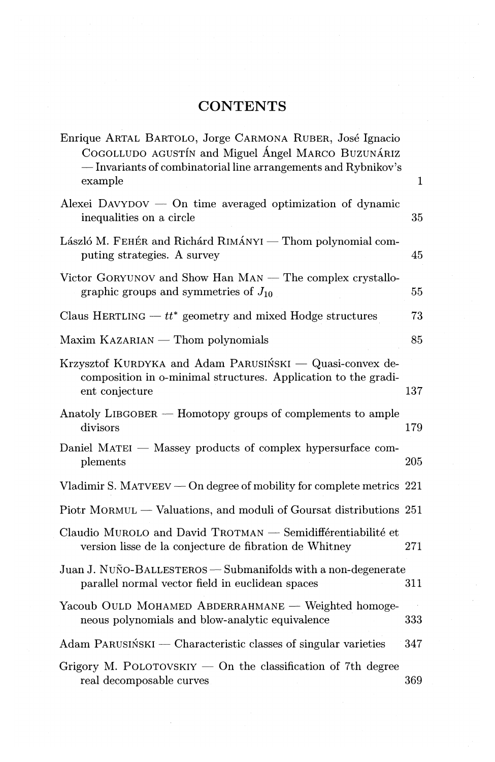# CONTENTS

Enrique ARTAL BARTOLO, Jorge CARMONA RUBER, José Ignacio COGOLLUDO AGUSTÍN and Miguel Ángel MARCO BUZUNÁRIZ — Invariants of combinatorial line arrangements and Rybnikov's example 1

Alexei DAVYDOV — On time averaged optimization of dynamic inequalities on a circle 35

László M. FEHÉR and Richárd RIMÁNYI — Thom polynomial computing strategies. A survey 45

Victor GORYUNOV and Show Han MAN — The complex crystallographic groups and symmetries of $J_{10}$ 55

Claus HERTLING — $tt^*$ geometry and mixed Hodge structures 73

Maxim KAZARIAN — Thom polynomials 85

Krzysztof KURDYKA and Adam PARUSIŃSKI — Quasi-convex decomposition in o-minimal structures. Application to the gradient conjecture 137

Anatoly LIBGOBER — Homotopy groups of complements to ample divisors 179

Daniel MATEI — Massey products of complex hypersurface complements 205

Vladimir S. MATVEEV — On degree of mobility for complete metrics 221

Piotr MORMUL — Valuations, and moduli of Goursat distributions 251

Claudio MUROLO and David TROTMAN — Semidifférentiabilité et version lisse de la conjecture de fibration de Whitney 271

Juan J. NUÑO-BALLESTEROS — Submanifolds with a non-degenerate parallel normal vector field in euclidean spaces 311

Yacoub OULD MOHAMED ABDERRAHMANE — Weighted homogeneous polynomials and blow-analytic equivalence 333

Adam PARUSIŃSKI — Characteristic classes of singular varieties 347

Grigory M. POLOTOVSKIY — On the classification of 7th degree real decomposable curves 369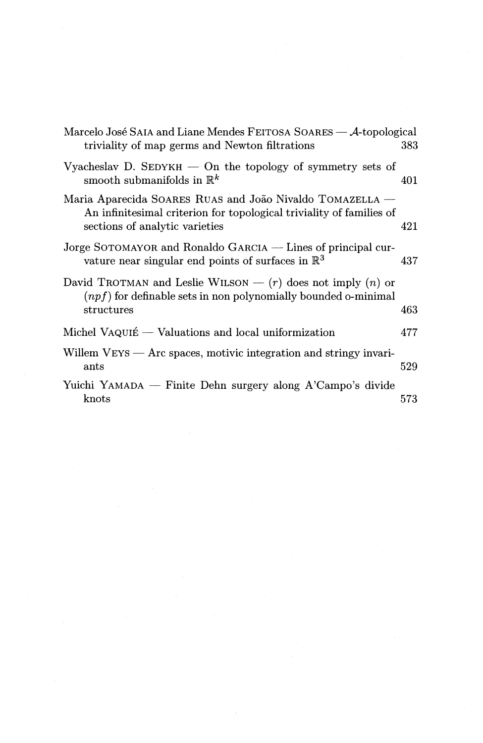Marcelo José SAIA and Liane Mendes FEITOSA SOARES — $\mathcal{A}$-topological triviality of map germs and Newton filtrations 383

Vyacheslav D. SEDYKH — On the topology of symmetry sets of smooth submanifolds in $\mathbb{R}^k$ 401

Maria Aparecida SOARES RUAS and João Nivaldo TOMAZELLA — An infinitesimal criterion for topological triviality of families of sections of analytic varieties 421

Jorge SOTOMAYOR and Ronaldo GARCIA — Lines of principal curvature near singular end points of surfaces in $\mathbb{R}^3$ 437

David TROTMAN and Leslie WILSON — $(r)$ does not imply $(n)$ or $(npf)$ for definable sets in non polynomially bounded o-minimal structures 463

Michel VAQUIÉ — Valuations and local uniformization 477

Willem VEYS — Arc spaces, motivic integration and stringy invariants 529

Yuichi YAMADA — Finite Dehn surgery along A'Campo's divide knots 573